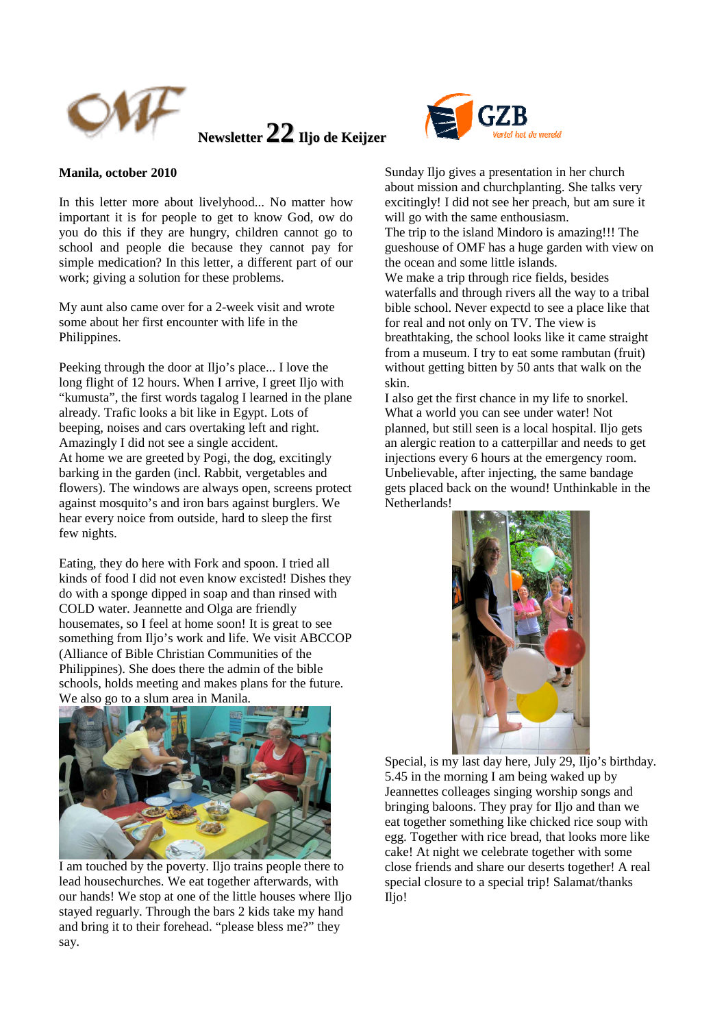# Newsletter 22 Iljo de Keijzer

GZB
Vertel het de wereld

**Manila, october 2010**

In this letter more about livelyhood... No matter how important it is for people to get to know God, ow do you do this if they are hungry, children cannot go to school and people die because they cannot pay for simple medication? In this letter, a different part of our work; giving a solution for these problems.

My aunt also came over for a 2-week visit and wrote some about her first encounter with life in the Philippines.

Peeking through the door at Iljo's place... I love the long flight of 12 hours. When I arrive, I greet Iljo with "kumusta", the first words tagalog I learned in the plane already. Trafic looks a bit like in Egypt. Lots of beeping, noises and cars overtaking left and right. Amazingly I did not see a single accident.
At home we are greeted by Pogi, the dog, excitingly barking in the garden (incl. Rabbit, vergetables and flowers). The windows are always open, screens protect against mosquito's and iron bars against burglers. We hear every noice from outside, hard to sleep the first few nights.

Eating, they do here with Fork and spoon. I tried all kinds of food I did not even know excisted! Dishes they do with a sponge dipped in soap and than rinsed with COLD water. Jeannette and Olga are friendly housemates, so I feel at home soon! It is great to see something from Iljo's work and life. We visit ABCCOP (Alliance of Bible Christian Communities of the Philippines). She does there the admin of the bible schools, holds meeting and makes plans for the future. We also go to a slum area in Manila.

I am touched by the poverty. Iljo trains people there to lead housechurches. We eat together afterwards, with our hands! We stop at one of the little houses where Iljo stayed reguarly. Through the bars 2 kids take my hand and bring it to their forehead. "please bless me?" they say.

Sunday Iljo gives a presentation in her church about mission and churchplanting. She talks very excitingly! I did not see her preach, but am sure it will go with the same enthousiasm.
The trip to the island Mindoro is amazing!!! The gueshouse of OMF has a huge garden with view on the ocean and some little islands.
We make a trip through rice fields, besides waterfalls and through rivers all the way to a tribal bible school. Never expectd to see a place like that for real and not only on TV. The view is breathtaking, the school looks like it came straight from a museum. I try to eat some rambutan (fruit) without getting bitten by 50 ants that walk on the skin.
I also get the first chance in my life to snorkel. What a world you can see under water! Not planned, but still seen is a local hospital. Iljo gets an alergic reation to a catterpillar and needs to get injections every 6 hours at the emergency room. Unbelievable, after injecting, the same bandage gets placed back on the wound! Unthinkable in the Netherlands!

Special, is my last day here, July 29, Iljo's birthday. 5.45 in the morning I am being waked up by Jeannettes colleages singing worship songs and bringing baloons. They pray for Iljo and than we eat together something like chicked rice soup with egg. Together with rice bread, that looks more like cake! At night we celebrate together with some close friends and share our deserts together! A real special closure to a special trip! Salamat/thanks Iljo!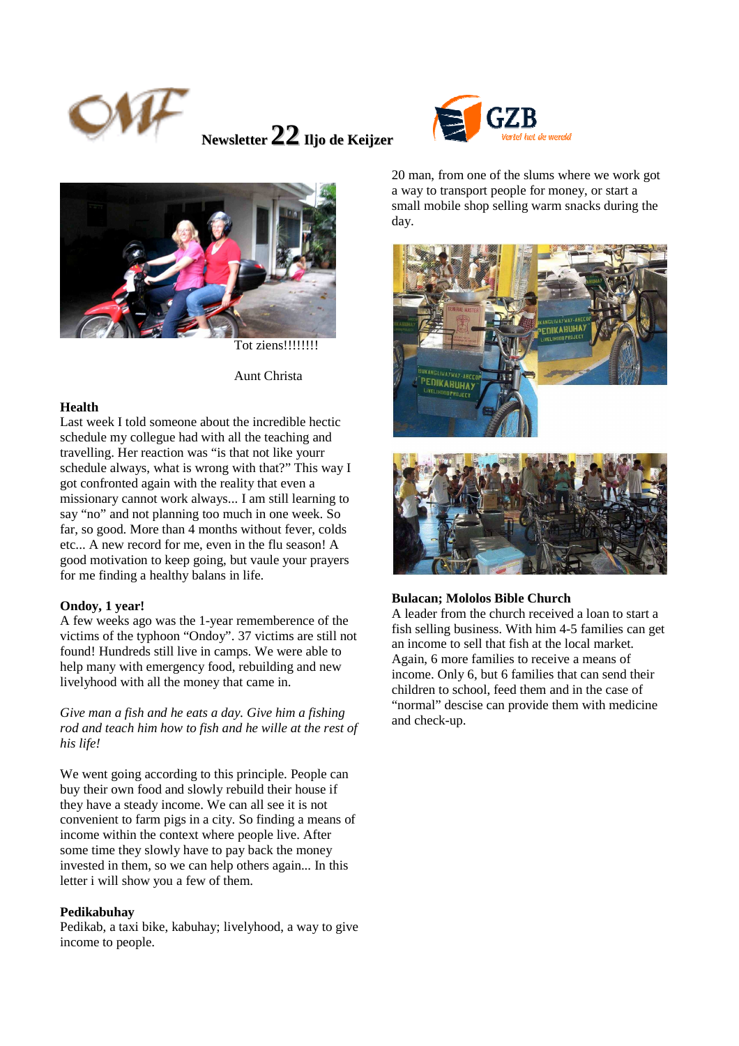Newsletter 22 Iljo de Keijzer

Tot ziens!!!!!!!!

Aunt Christa

**Health**

Last week I told someone about the incredible hectic schedule my collegue had with all the teaching and travelling. Her reaction was "is that not like yourr schedule always, what is wrong with that?" This way I got confronted again with the reality that even a missionary cannot work always... I am still learning to say "no" and not planning too much in one week. So far, so good. More than 4 months without fever, colds etc... A new record for me, even in the flu season! A good motivation to keep going, but vaule your prayers for me finding a healthy balans in life.

**Ondoy, 1 year!**

A few weeks ago was the 1-year rememberence of the victims of the typhoon "Ondoy". 37 victims are still not found! Hundreds still live in camps. We were able to help many with emergency food, rebuilding and new livelyhood with all the money that came in.

*Give man a fish and he eats a day. Give him a fishing rod and teach him how to fish and he wille at the rest of his life!*

We went going according to this principle. People can buy their own food and slowly rebuild their house if they have a steady income. We can all see it is not convenient to farm pigs in a city. So finding a means of income within the context where people live. After some time they slowly have to pay back the money invested in them, so we can help others again... In this letter i will show you a few of them.

**Pedikabuhay**

Pedikab, a taxi bike, kabuhay; livelyhood, a way to give income to people.

20 man, from one of the slums where we work got a way to transport people for money, or start a small mobile shop selling warm snacks during the day.

**Bulacan; Mololos Bible Church**

A leader from the church received a loan to start a fish selling business. With him 4-5 families can get an income to sell that fish at the local market. Again, 6 more families to receive a means of income. Only 6, but 6 families that can send their children to school, feed them and in the case of "normal" descise can provide them with medicine and check-up.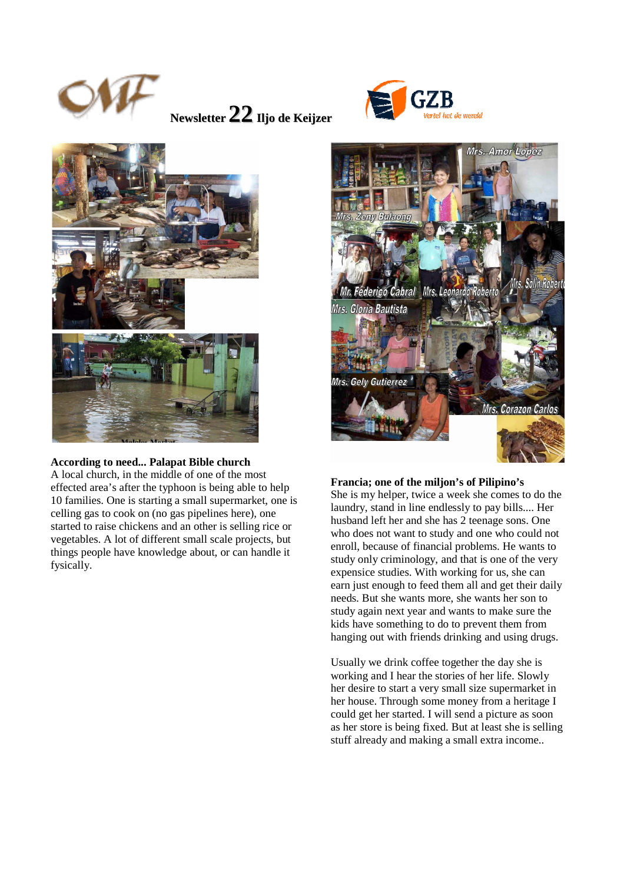Newsletter 22 Iljo de Keijzer

**According to need... Palapat Bible church**

A local church, in the middle of one of the most effected area's after the typhoon is being able to help 10 families. One is starting a small supermarket, one is celling gas to cook on (no gas pipelines here), one started to raise chickens and an other is selling rice or vegetables. A lot of different small scale projects, but things people have knowledge about, or can handle it fysically.

**Francia; one of the miljon's of Pilipino's**

She is my helper, twice a week she comes to do the laundry, stand in line endlessly to pay bills.... Her husband left her and she has 2 teenage sons. One who does not want to study and one who could not enroll, because of financial problems. He wants to study only criminology, and that is one of the very expensice studies. With working for us, she can earn just enough to feed them all and get their daily needs. But she wants more, she wants her son to study again next year and wants to make sure the kids have something to do to prevent them from hanging out with friends drinking and using drugs.

Usually we drink coffee together the day she is working and I hear the stories of her life. Slowly her desire to start a very small size supermarket in her house. Through some money from a heritage I could get her started. I will send a picture as soon as her store is being fixed. But at least she is selling stuff already and making a small extra income..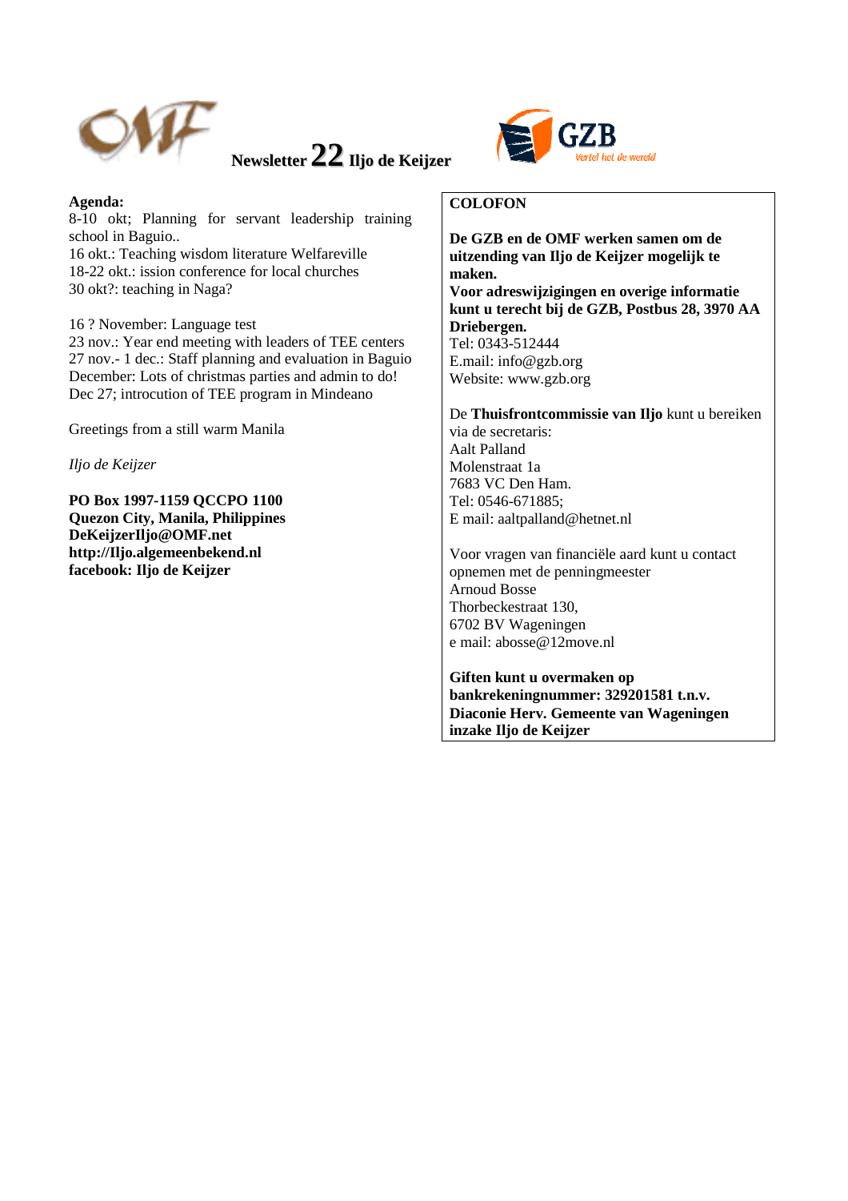**Newsletter 22 Iljo de Keijzer**

**Agenda:**
8-10 okt; Planning for servant leadership training school in Baguio..
16 okt.: Teaching wisdom literature Welfareville
18-22 okt.: ission conference for local churches
30 okt?: teaching in Naga?

16 ? November: Language test
23 nov.: Year end meeting with leaders of TEE centers
27 nov.- 1 dec.: Staff planning and evaluation in Baguio
December: Lots of christmas parties and admin to do!
Dec 27; introcution of TEE program in Mindeano

Greetings from a still warm Manila

*Iljo de Keijzer*

**PO Box 1997-1159 QCCPO 1100**
**Quezon City, Manila, Philippines**
**DeKeijzerIljo@OMF.net**
**http://Iljo.algemeenbekend.nl**
**facebook: Iljo de Keijzer**

**COLOFON**

**De GZB en de OMF werken samen om de uitzending van Iljo de Keijzer mogelijk te maken.**
**Voor adreswijzigingen en overige informatie kunt u terecht bij de GZB, Postbus 28, 3970 AA Driebergen.**
Tel: 0343-512444
E.mail: info@gzb.org
Website: www.gzb.org

De **Thuisfrontcommissie van Iljo** kunt u bereiken via de secretaris:
Aalt Palland
Molenstraat 1a
7683 VC Den Ham.
Tel: 0546-671885;
E mail: aaltpalland@hetnet.nl

Voor vragen van financiële aard kunt u contact opnemen met de penningmeester
Arnoud Bosse
Thorbeckestraat 130,
6702 BV Wageningen
e mail: abosse@12move.nl

**Giften kunt u overmaken op bankrekeningnummer: 329201581 t.n.v. Diaconie Herv. Gemeente van Wageningen inzake Iljo de Keijzer**